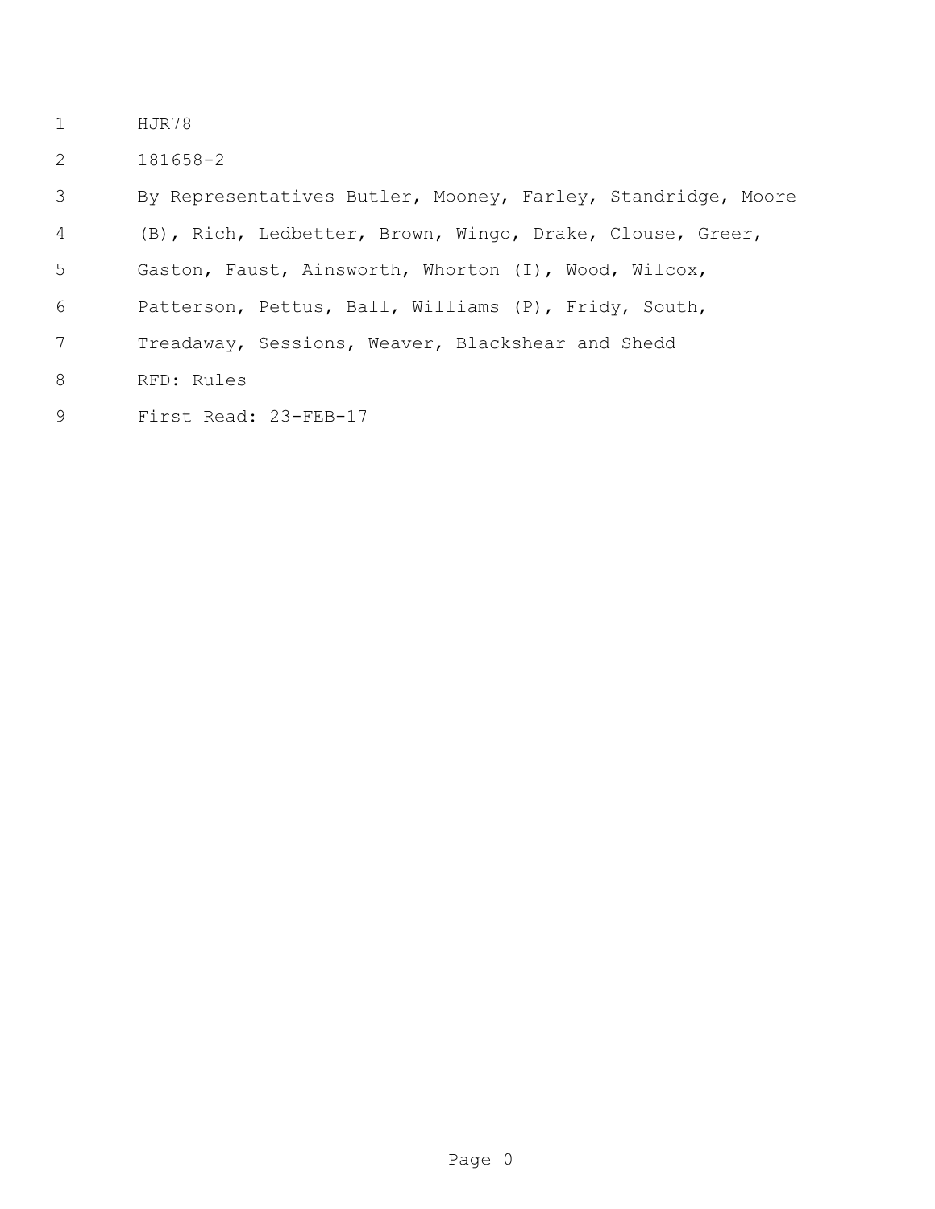HJR78

181658-2

By Representatives Butler, Mooney, Farley, Standridge, Moore (B), Rich, Ledbetter, Brown, Wingo, Drake, Clouse, Greer, Gaston, Faust, Ainsworth, Whorton (I), Wood, Wilcox, Patterson, Pettus, Ball, Williams (P), Fridy, South, Treadaway, Sessions, Weaver, Blackshear and Shedd

RFD: Rules

First Read: 23-FEB-17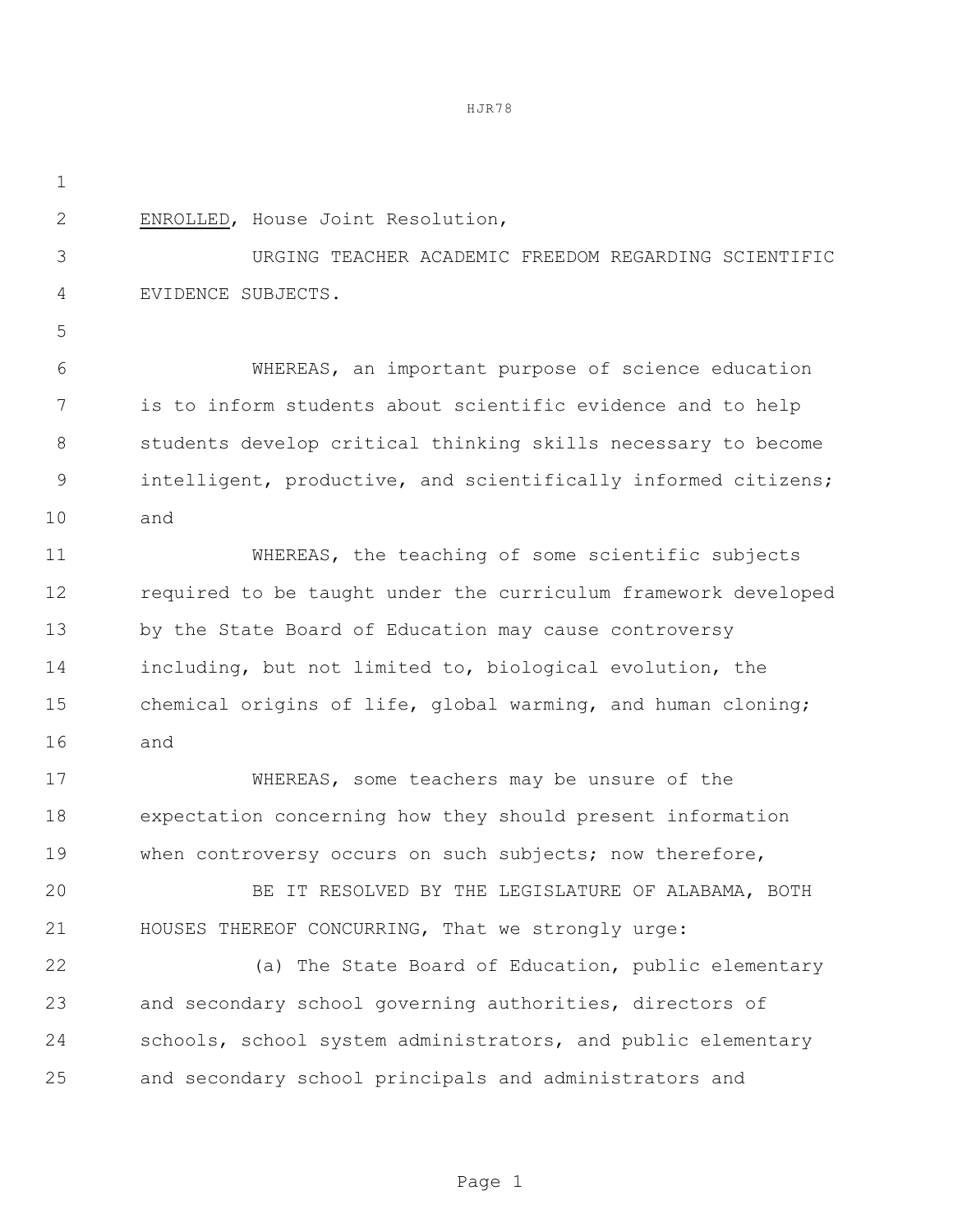ENROLLED, House Joint Resolution,

URGING TEACHER ACADEMIC FREEDOM REGARDING SCIENTIFIC EVIDENCE SUBJECTS.

WHEREAS, an important purpose of science education is to inform students about scientific evidence and to help students develop critical thinking skills necessary to become intelligent, productive, and scientifically informed citizens; and

WHEREAS, the teaching of some scientific subjects required to be taught under the curriculum framework developed by the State Board of Education may cause controversy including, but not limited to, biological evolution, the chemical origins of life, global warming, and human cloning; and

WHEREAS, some teachers may be unsure of the expectation concerning how they should present information when controversy occurs on such subjects; now therefore,

BE IT RESOLVED BY THE LEGISLATURE OF ALABAMA, BOTH HOUSES THEREOF CONCURRING, That we strongly urge:

(a) The State Board of Education, public elementary and secondary school governing authorities, directors of schools, school system administrators, and public elementary and secondary school principals and administrators and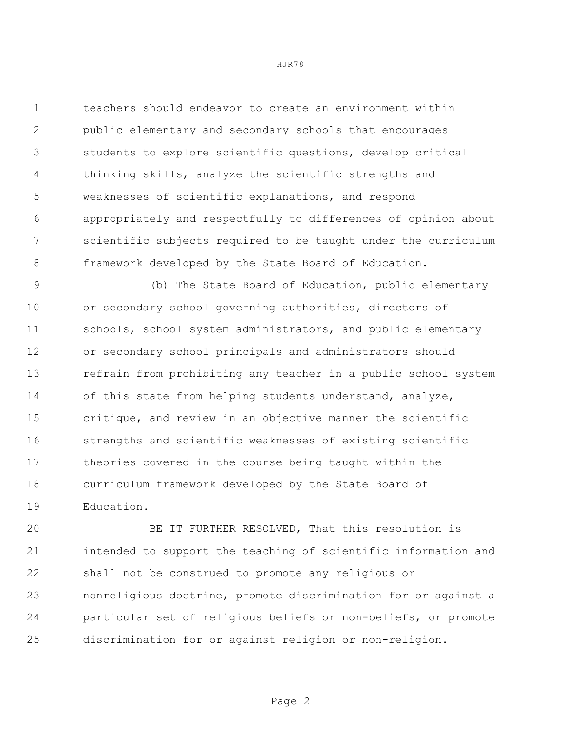teachers should endeavor to create an environment within public elementary and secondary schools that encourages students to explore scientific questions, develop critical thinking skills, analyze the scientific strengths and weaknesses of scientific explanations, and respond appropriately and respectfully to differences of opinion about scientific subjects required to be taught under the curriculum framework developed by the State Board of Education.

(b) The State Board of Education, public elementary or secondary school governing authorities, directors of schools, school system administrators, and public elementary or secondary school principals and administrators should refrain from prohibiting any teacher in a public school system of this state from helping students understand, analyze, critique, and review in an objective manner the scientific strengths and scientific weaknesses of existing scientific theories covered in the course being taught within the curriculum framework developed by the State Board of Education.

BE IT FURTHER RESOLVED, That this resolution is intended to support the teaching of scientific information and shall not be construed to promote any religious or nonreligious doctrine, promote discrimination for or against a particular set of religious beliefs or non-beliefs, or promote discrimination for or against religion or non-religion.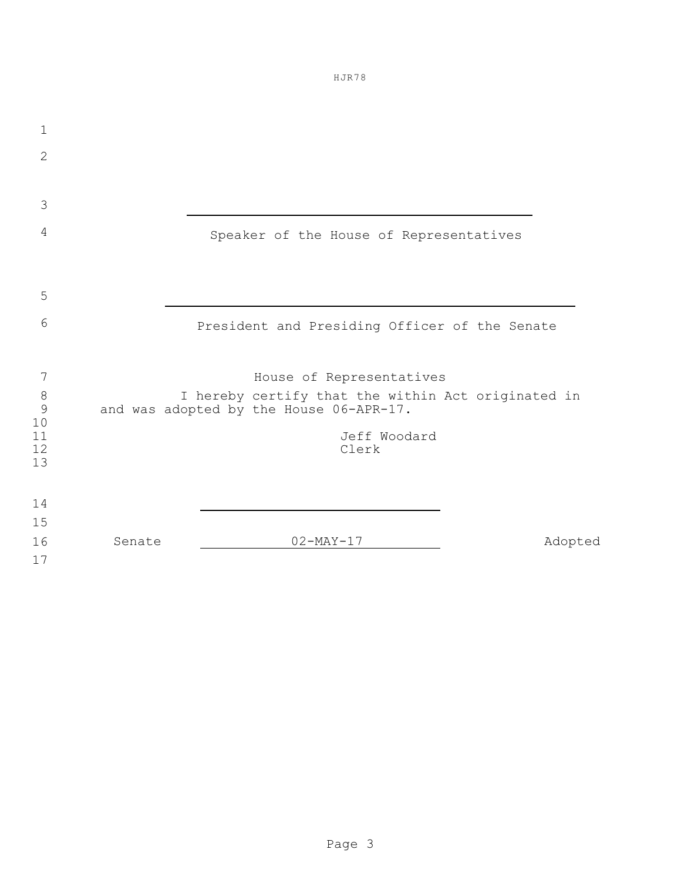\_\_\_\_\_\_\_\_\_\_\_\_\_\_\_\_\_\_\_\_\_\_\_\_\_\_\_\_\_\_\_\_\_\_\_\_\_\_\_\_

Speaker of the House of Representatives

\_\_\_\_\_\_\_\_\_\_\_\_\_\_\_\_\_\_\_\_\_\_\_\_\_\_\_\_\_\_\_\_\_\_\_\_\_\_\_\_

President and Presiding Officer of the Senate

House of Representatives

I hereby certify that the within Act originated in and was adopted by the House 06-APR-17.

Jeff Woodard
Clerk

\_\_\_\_\_\_\_\_\_\_\_\_\_\_\_\_\_\_\_\_\_\_\_\_\_\_\_\_

Senate 02-MAY-17 Adopted